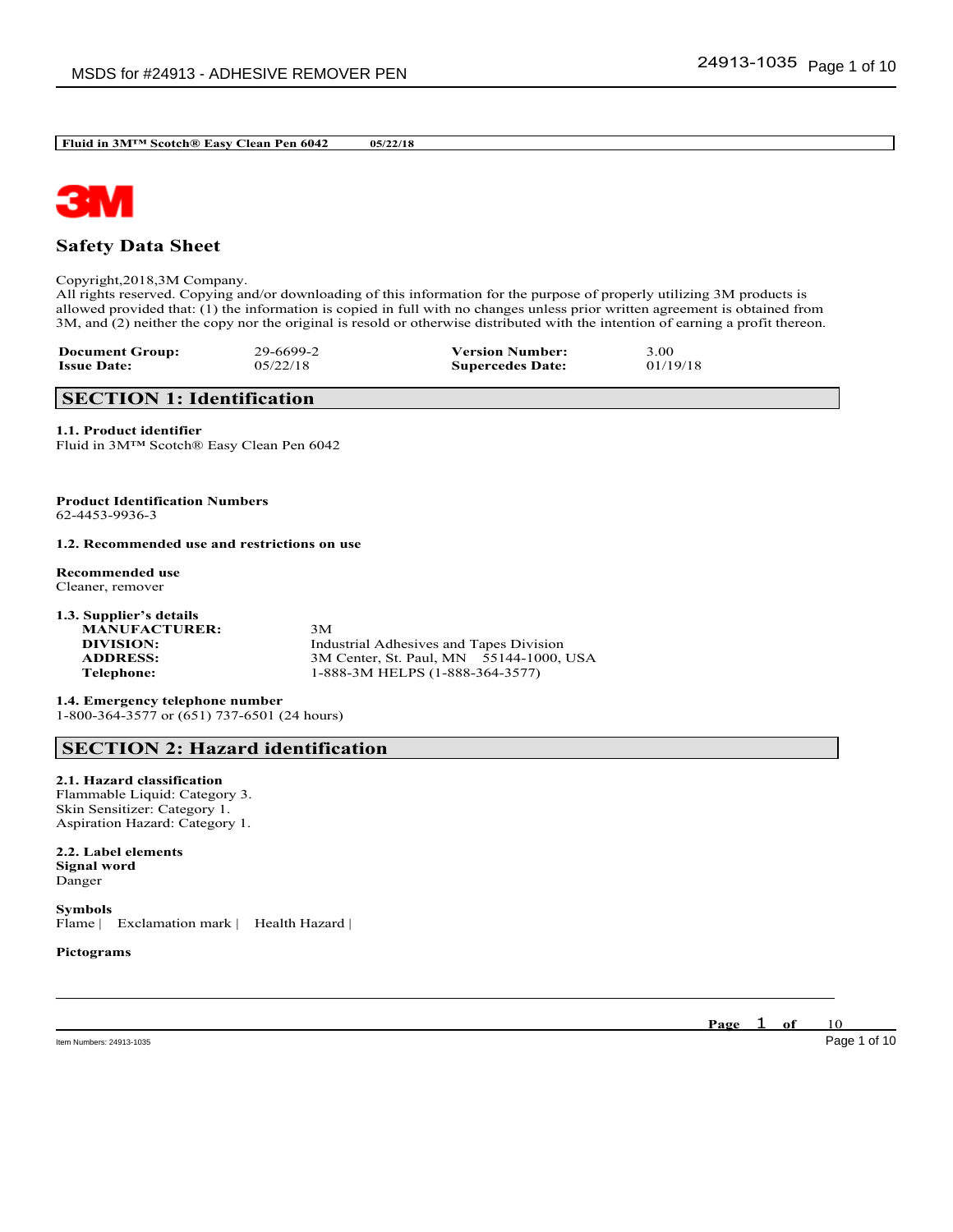**Fluid in 3M™ Scotch® Easy Clean Pen 6042 05/22/18**

# Safety Data Sheet

Copyright,2018,3M Company.
All rights reserved. Copying and/or downloading of this information for the purpose of properly utilizing 3M products is allowed provided that: (1) the information is copied in full with no changes unless prior written agreement is obtained from 3M, and (2) neither the copy nor the original is resold or otherwise distributed with the intention of earning a profit thereon.

| | | | |
|---|---|---|---|
| **Document Group:** | 29-6699-2 | **Version Number:** | 3.00 |
| **Issue Date:** | 05/22/18 | **Supercedes Date:** | 01/19/18 |

## SECTION 1: Identification

**1.1. Product identifier**
Fluid in 3M™ Scotch® Easy Clean Pen 6042

**Product Identification Numbers**
62-4453-9936-3

**1.2. Recommended use and restrictions on use**

**Recommended use**
Cleaner, remover

**1.3. Supplier's details**

| | |
|---|---|
| **MANUFACTURER:** | 3M |
| **DIVISION:** | Industrial Adhesives and Tapes Division |
| **ADDRESS:** | 3M Center, St. Paul, MN 55144-1000, USA |
| **Telephone:** | 1-888-3M HELPS (1-888-364-3577) |

**1.4. Emergency telephone number**
1-800-364-3577 or (651) 737-6501 (24 hours)

## SECTION 2: Hazard identification

**2.1. Hazard classification**
Flammable Liquid: Category 3.
Skin Sensitizer: Category 1.
Aspiration Hazard: Category 1.

**2.2. Label elements**
**Signal word**
Danger

**Symbols**
Flame | Exclamation mark | Health Hazard |

**Pictograms**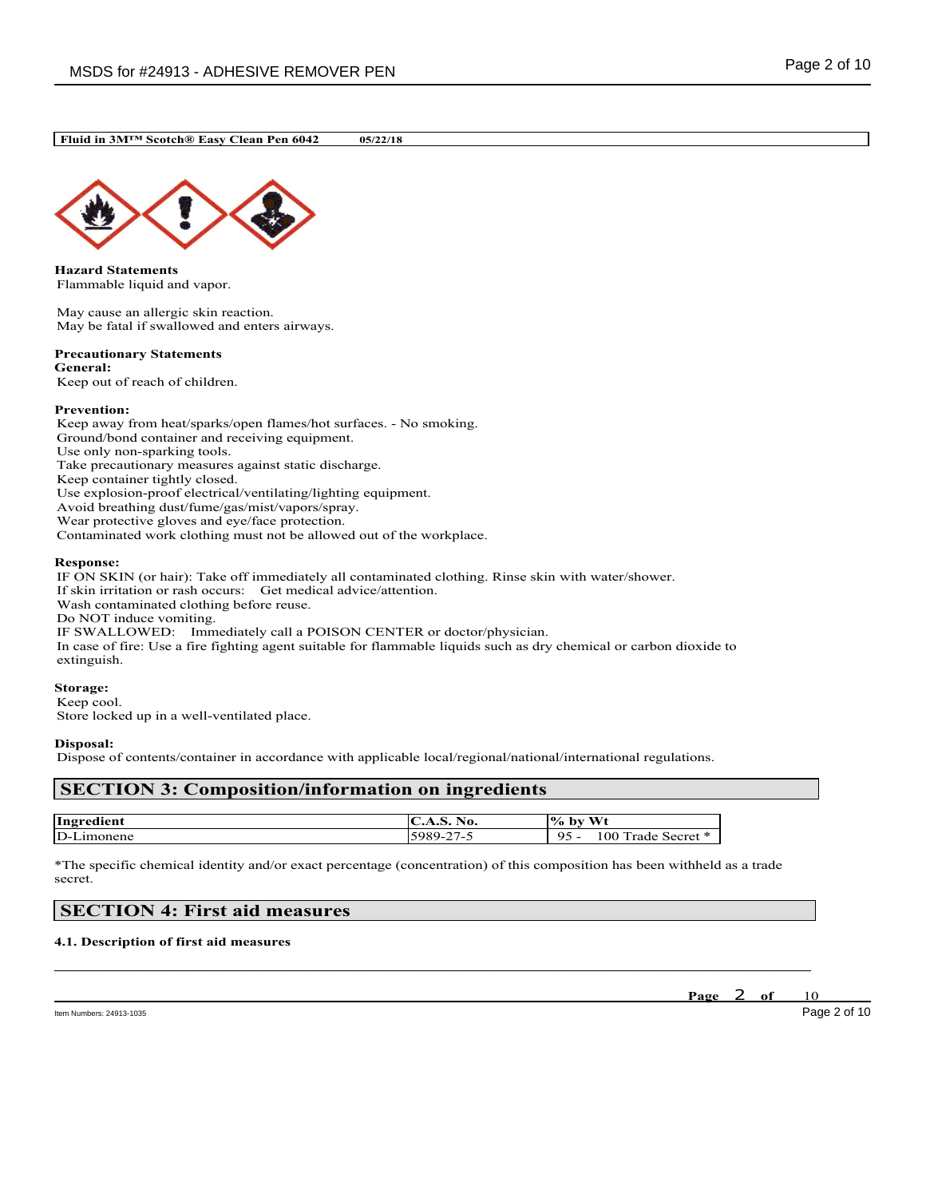**Fluid in 3M™ Scotch® Easy Clean Pen 6042 05/22/18**

**Hazard Statements**

Flammable liquid and vapor.

May cause an allergic skin reaction.
May be fatal if swallowed and enters airways.

**Precautionary Statements**

**General:**

Keep out of reach of children.

**Prevention:**

Keep away from heat/sparks/open flames/hot surfaces. - No smoking.
Ground/bond container and receiving equipment.
Use only non-sparking tools.
Take precautionary measures against static discharge.
Keep container tightly closed.
Use explosion-proof electrical/ventilating/lighting equipment.
Avoid breathing dust/fume/gas/mist/vapors/spray.
Wear protective gloves and eye/face protection.
Contaminated work clothing must not be allowed out of the workplace.

**Response:**

IF ON SKIN (or hair): Take off immediately all contaminated clothing. Rinse skin with water/shower.
If skin irritation or rash occurs: Get medical advice/attention.
Wash contaminated clothing before reuse.
Do NOT induce vomiting.
IF SWALLOWED: Immediately call a POISON CENTER or doctor/physician.
In case of fire: Use a fire fighting agent suitable for flammable liquids such as dry chemical or carbon dioxide to extinguish.

**Storage:**

Keep cool.
Store locked up in a well-ventilated place.

**Disposal:**

Dispose of contents/container in accordance with applicable local/regional/national/international regulations.

## SECTION 3: Composition/information on ingredients

| Ingredient | C.A.S. No. | % by Wt |
|---|---|---|
| D-Limonene | 5989-27-5 | 95 - 100 Trade Secret * |

*The specific chemical identity and/or exact percentage (concentration) of this composition has been withheld as a trade secret.

## SECTION 4: First aid measures

**4.1. Description of first aid measures**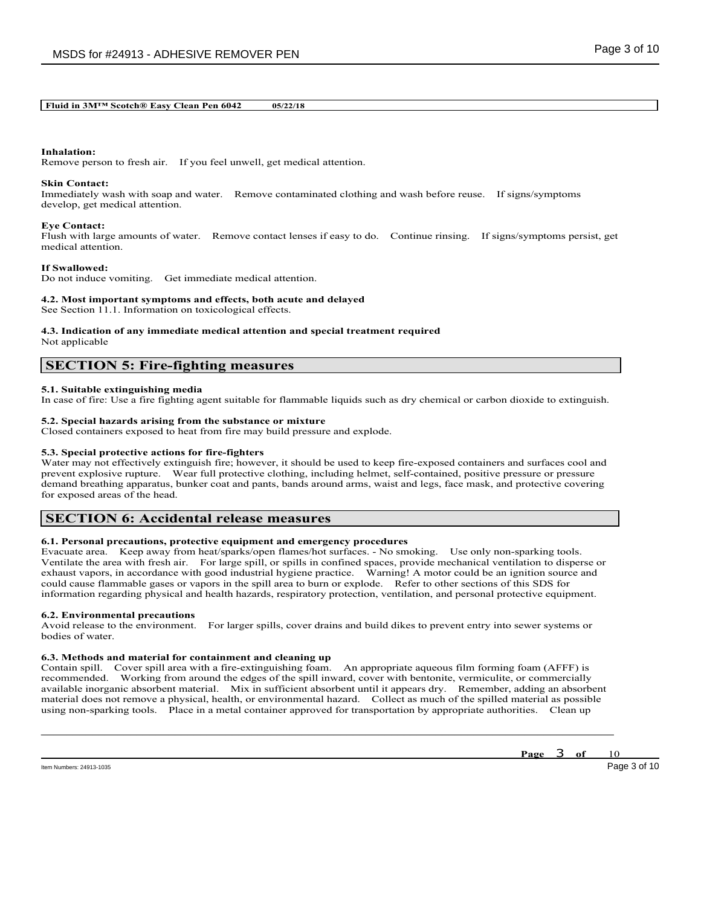**Fluid in 3M™ Scotch® Easy Clean Pen 6042 05/22/18**

**Inhalation:**
Remove person to fresh air. If you feel unwell, get medical attention.

**Skin Contact:**
Immediately wash with soap and water. Remove contaminated clothing and wash before reuse. If signs/symptoms develop, get medical attention.

**Eye Contact:**
Flush with large amounts of water. Remove contact lenses if easy to do. Continue rinsing. If signs/symptoms persist, get medical attention.

**If Swallowed:**
Do not induce vomiting. Get immediate medical attention.

**4.2. Most important symptoms and effects, both acute and delayed**
See Section 11.1. Information on toxicological effects.

**4.3. Indication of any immediate medical attention and special treatment required**
Not applicable

## SECTION 5: Fire-fighting measures

**5.1. Suitable extinguishing media**
In case of fire: Use a fire fighting agent suitable for flammable liquids such as dry chemical or carbon dioxide to extinguish.

**5.2. Special hazards arising from the substance or mixture**
Closed containers exposed to heat from fire may build pressure and explode.

**5.3. Special protective actions for fire-fighters**
Water may not effectively extinguish fire; however, it should be used to keep fire-exposed containers and surfaces cool and prevent explosive rupture. Wear full protective clothing, including helmet, self-contained, positive pressure or pressure demand breathing apparatus, bunker coat and pants, bands around arms, waist and legs, face mask, and protective covering for exposed areas of the head.

## SECTION 6: Accidental release measures

**6.1. Personal precautions, protective equipment and emergency procedures**
Evacuate area. Keep away from heat/sparks/open flames/hot surfaces. - No smoking. Use only non-sparking tools. Ventilate the area with fresh air. For large spill, or spills in confined spaces, provide mechanical ventilation to disperse or exhaust vapors, in accordance with good industrial hygiene practice. Warning! A motor could be an ignition source and could cause flammable gases or vapors in the spill area to burn or explode. Refer to other sections of this SDS for information regarding physical and health hazards, respiratory protection, ventilation, and personal protective equipment.

**6.2. Environmental precautions**
Avoid release to the environment. For larger spills, cover drains and build dikes to prevent entry into sewer systems or bodies of water.

**6.3. Methods and material for containment and cleaning up**
Contain spill. Cover spill area with a fire-extinguishing foam. An appropriate aqueous film forming foam (AFFF) is recommended. Working from around the edges of the spill inward, cover with bentonite, vermiculite, or commercially available inorganic absorbent material. Mix in sufficient absorbent until it appears dry. Remember, adding an absorbent material does not remove a physical, health, or environmental hazard. Collect as much of the spilled material as possible using non-sparking tools. Place in a metal container approved for transportation by appropriate authorities. Clean up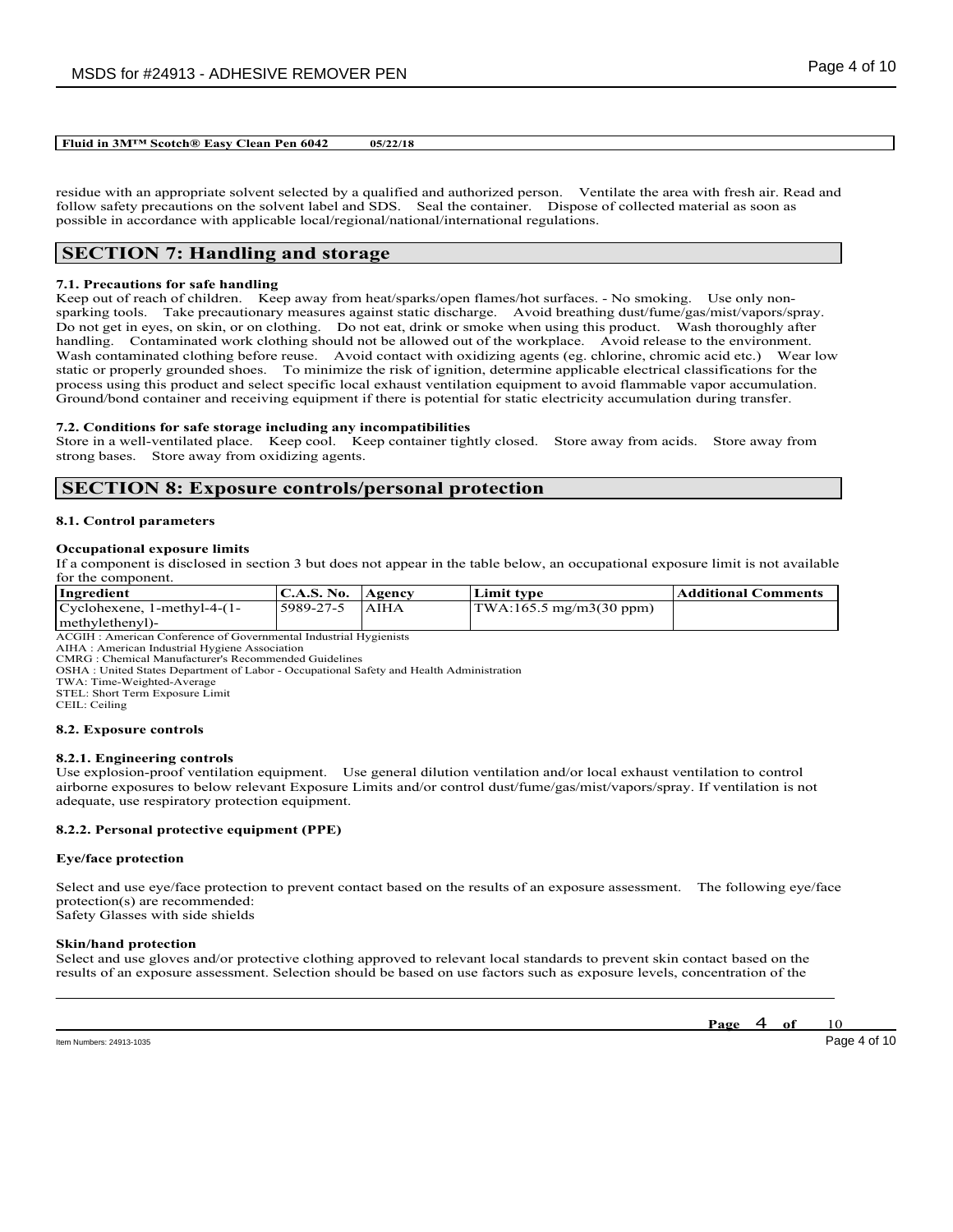**Fluid in 3M™ Scotch® Easy Clean Pen 6042 05/22/18**

residue with an appropriate solvent selected by a qualified and authorized person. Ventilate the area with fresh air. Read and follow safety precautions on the solvent label and SDS. Seal the container. Dispose of collected material as soon as possible in accordance with applicable local/regional/national/international regulations.

## SECTION 7: Handling and storage

### 7.1. Precautions for safe handling

Keep out of reach of children. Keep away from heat/sparks/open flames/hot surfaces. - No smoking. Use only non-sparking tools. Take precautionary measures against static discharge. Avoid breathing dust/fume/gas/mist/vapors/spray. Do not get in eyes, on skin, or on clothing. Do not eat, drink or smoke when using this product. Wash thoroughly after handling. Contaminated work clothing should not be allowed out of the workplace. Avoid release to the environment. Wash contaminated clothing before reuse. Avoid contact with oxidizing agents (eg. chlorine, chromic acid etc.) Wear low static or properly grounded shoes. To minimize the risk of ignition, determine applicable electrical classifications for the process using this product and select specific local exhaust ventilation equipment to avoid flammable vapor accumulation. Ground/bond container and receiving equipment if there is potential for static electricity accumulation during transfer.

### 7.2. Conditions for safe storage including any incompatibilities

Store in a well-ventilated place. Keep cool. Keep container tightly closed. Store away from acids. Store away from strong bases. Store away from oxidizing agents.

## SECTION 8: Exposure controls/personal protection

### 8.1. Control parameters

**Occupational exposure limits**

If a component is disclosed in section 3 but does not appear in the table below, an occupational exposure limit is not available for the component.

| Ingredient | C.A.S. No. | Agency | Limit type | Additional Comments |
|---|---|---|---|---|
| Cyclohexene, 1-methyl-4-(1-methylethenyl)- | 5989-27-5 | AIHA | TWA:165.5 mg/m3(30 ppm) | |

ACGIH : American Conference of Governmental Industrial Hygienists
AIHA : American Industrial Hygiene Association
CMRG : Chemical Manufacturer's Recommended Guidelines
OSHA : United States Department of Labor - Occupational Safety and Health Administration
TWA: Time-Weighted-Average
STEL: Short Term Exposure Limit
CEIL: Ceiling

### 8.2. Exposure controls

#### 8.2.1. Engineering controls

Use explosion-proof ventilation equipment. Use general dilution ventilation and/or local exhaust ventilation to control airborne exposures to below relevant Exposure Limits and/or control dust/fume/gas/mist/vapors/spray. If ventilation is not adequate, use respiratory protection equipment.

#### 8.2.2. Personal protective equipment (PPE)

**Eye/face protection**

Select and use eye/face protection to prevent contact based on the results of an exposure assessment. The following eye/face protection(s) are recommended:
Safety Glasses with side shields

**Skin/hand protection**

Select and use gloves and/or protective clothing approved to relevant local standards to prevent skin contact based on the results of an exposure assessment. Selection should be based on use factors such as exposure levels, concentration of the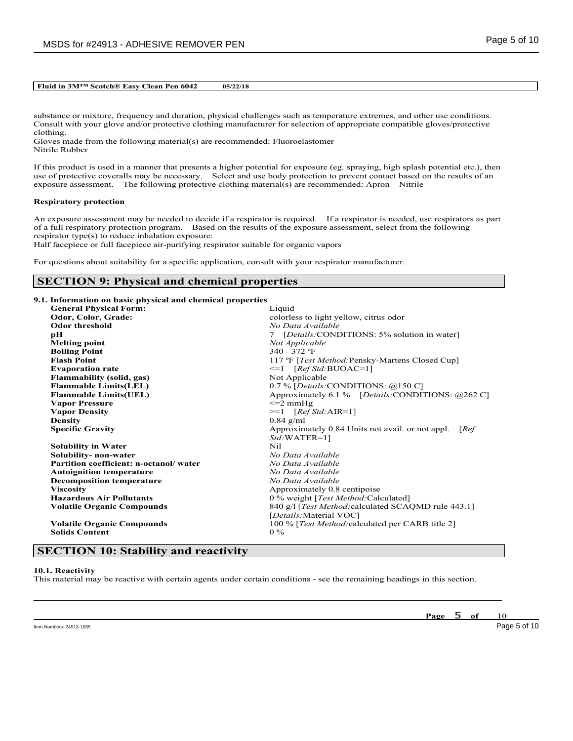**Fluid in 3M™ Scotch® Easy Clean Pen 6042 05/22/18**

substance or mixture, frequency and duration, physical challenges such as temperature extremes, and other use conditions. Consult with your glove and/or protective clothing manufacturer for selection of appropriate compatible gloves/protective clothing.
Gloves made from the following material(s) are recommended: Fluoroelastomer
Nitrile Rubber

If this product is used in a manner that presents a higher potential for exposure (eg. spraying, high splash potential etc.), then use of protective coveralls may be necessary. Select and use body protection to prevent contact based on the results of an exposure assessment. The following protective clothing material(s) are recommended: Apron – Nitrile

**Respiratory protection**

An exposure assessment may be needed to decide if a respirator is required. If a respirator is needed, use respirators as part of a full respiratory protection program. Based on the results of the exposure assessment, select from the following respirator type(s) to reduce inhalation exposure:
Half facepiece or full facepiece air-purifying respirator suitable for organic vapors

For questions about suitability for a specific application, consult with your respirator manufacturer.

## SECTION 9: Physical and chemical properties

**9.1. Information on basic physical and chemical properties**

| Property | Value |
| --- | --- |
| **General Physical Form:** | Liquid |
| **Odor, Color, Grade:** | colorless to light yellow, citrus odor |
| **Odor threshold** | *No Data Available* |
| **pH** | 7 [*Details:*CONDITIONS: 5% solution in water] |
| **Melting point** | *Not Applicable* |
| **Boiling Point** | 340 - 372 ºF |
| **Flash Point** | 117 ºF [*Test Method:*Pensky-Martens Closed Cup] |
| **Evaporation rate** | <=1 [*Ref Std:*BUOAC=1] |
| **Flammability (solid, gas)** | Not Applicable |
| **Flammable Limits(LEL)** | 0.7 % [*Details:*CONDITIONS: @150 C] |
| **Flammable Limits(UEL)** | Approximately 6.1 % [*Details:*CONDITIONS: @262 C] |
| **Vapor Pressure** | <=2 mmHg |
| **Vapor Density** | >=1 [*Ref Std:*AIR=1] |
| **Density** | 0.84 g/ml |
| **Specific Gravity** | Approximately 0.84 Units not avail. or not appl. [*Ref Std:*WATER=1] |
| **Solubility in Water** | Nil |
| **Solubility- non-water** | *No Data Available* |
| **Partition coefficient: n-octanol/ water** | *No Data Available* |
| **Autoignition temperature** | *No Data Available* |
| **Decomposition temperature** | *No Data Available* |
| **Viscosity** | Approximately 0.8 centipoise |
| **Hazardous Air Pollutants** | 0 % weight [*Test Method:*Calculated] |
| **Volatile Organic Compounds** | 840 g/l [*Test Method:*calculated SCAQMD rule 443.1] [*Details:*Material VOC] |
| **Volatile Organic Compounds** | 100 % [*Test Method:*calculated per CARB title 2] |
| **Solids Content** | 0 % |

## SECTION 10: Stability and reactivity

**10.1. Reactivity**

This material may be reactive with certain agents under certain conditions - see the remaining headings in this section.

Item Numbers: 24913-1035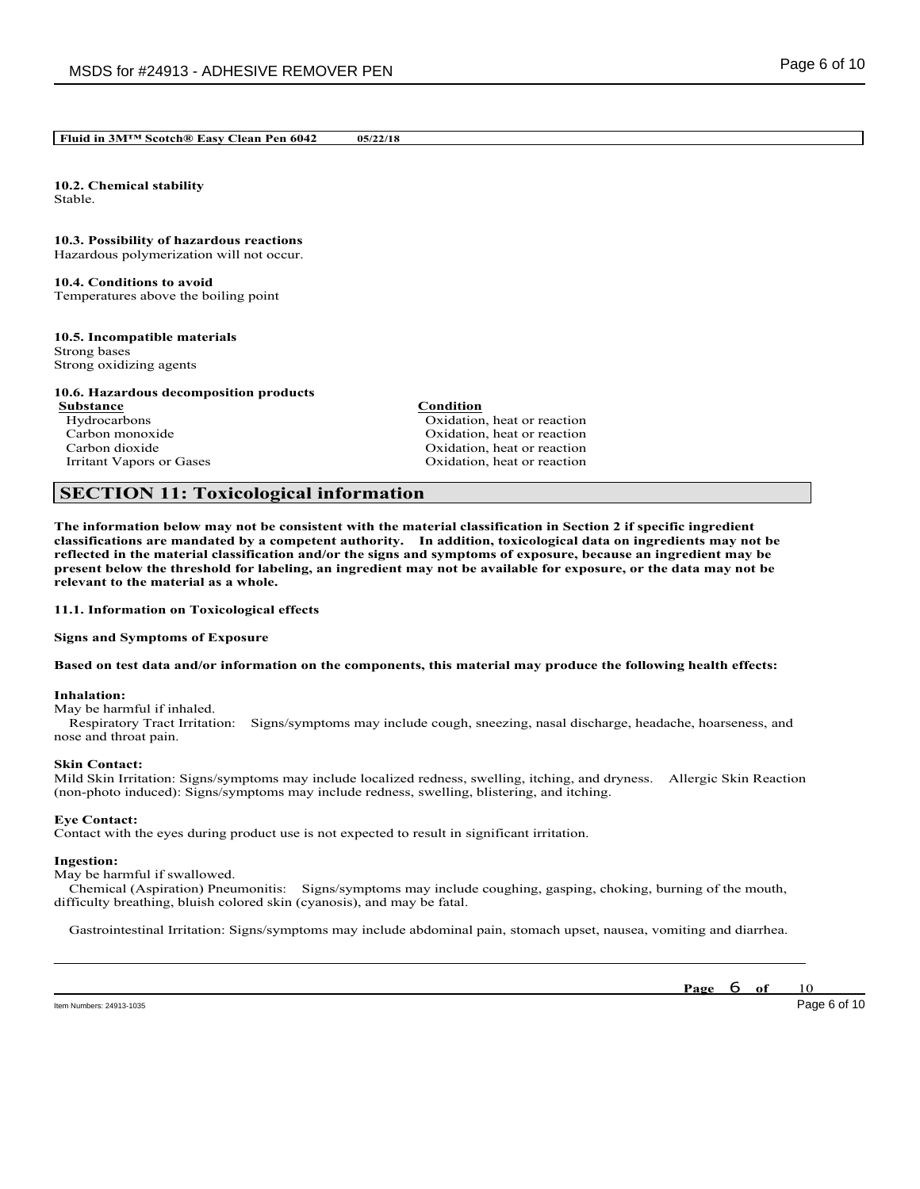**Fluid in 3M™ Scotch® Easy Clean Pen 6042 05/22/18**

**10.2. Chemical stability**
Stable.

**10.3. Possibility of hazardous reactions**
Hazardous polymerization will not occur.

**10.4. Conditions to avoid**
Temperatures above the boiling point

**10.5. Incompatible materials**
Strong bases
Strong oxidizing agents

**10.6. Hazardous decomposition products**

| Substance | Condition |
| --- | --- |
| Hydrocarbons | Oxidation, heat or reaction |
| Carbon monoxide | Oxidation, heat or reaction |
| Carbon dioxide | Oxidation, heat or reaction |
| Irritant Vapors or Gases | Oxidation, heat or reaction |

## SECTION 11: Toxicological information

**The information below may not be consistent with the material classification in Section 2 if specific ingredient classifications are mandated by a competent authority. In addition, toxicological data on ingredients may not be reflected in the material classification and/or the signs and symptoms of exposure, because an ingredient may be present below the threshold for labeling, an ingredient may not be available for exposure, or the data may not be relevant to the material as a whole.**

**11.1. Information on Toxicological effects**

**Signs and Symptoms of Exposure**

**Based on test data and/or information on the components, this material may produce the following health effects:**

**Inhalation:**
May be harmful if inhaled.
Respiratory Tract Irritation: Signs/symptoms may include cough, sneezing, nasal discharge, headache, hoarseness, and nose and throat pain.

**Skin Contact:**
Mild Skin Irritation: Signs/symptoms may include localized redness, swelling, itching, and dryness. Allergic Skin Reaction (non-photo induced): Signs/symptoms may include redness, swelling, blistering, and itching.

**Eye Contact:**
Contact with the eyes during product use is not expected to result in significant irritation.

**Ingestion:**
May be harmful if swallowed.
Chemical (Aspiration) Pneumonitis: Signs/symptoms may include coughing, gasping, choking, burning of the mouth, difficulty breathing, bluish colored skin (cyanosis), and may be fatal.

Gastrointestinal Irritation: Signs/symptoms may include abdominal pain, stomach upset, nausea, vomiting and diarrhea.

Item Numbers: 24913-1035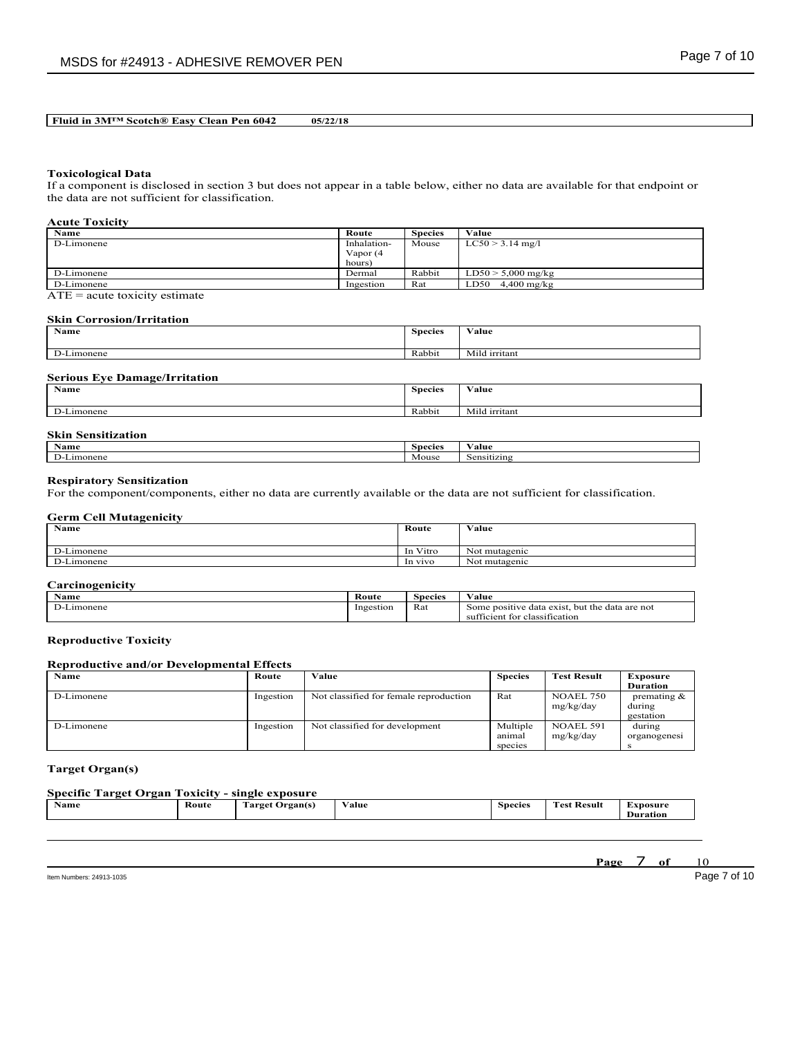**Fluid in 3M™ Scotch® Easy Clean Pen 6042 05/22/18**

### Toxicological Data

If a component is disclosed in section 3 but does not appear in a table below, either no data are available for that endpoint or the data are not sufficient for classification.

#### Acute Toxicity

| Name | Route | Species | Value |
|---|---|---|---|
| D-Limonene | Inhalation-Vapor (4 hours) | Mouse | LC50 > 3.14 mg/l |
| D-Limonene | Dermal | Rabbit | LD50 > 5,000 mg/kg |
| D-Limonene | Ingestion | Rat | LD50 4,400 mg/kg |

ATE = acute toxicity estimate

#### Skin Corrosion/Irritation

| Name | Species | Value |
|---|---|---|
| D-Limonene | Rabbit | Mild irritant |

#### Serious Eye Damage/Irritation

| Name | Species | Value |
|---|---|---|
| D-Limonene | Rabbit | Mild irritant |

#### Skin Sensitization

| Name | Species | Value |
|---|---|---|
| D-Limonene | Mouse | Sensitizing |

#### Respiratory Sensitization

For the component/components, either no data are currently available or the data are not sufficient for classification.

#### Germ Cell Mutagenicity

| Name | Route | Value |
|---|---|---|
| D-Limonene | In Vitro | Not mutagenic |
| D-Limonene | In vivo | Not mutagenic |

#### Carcinogenicity

| Name | Route | Species | Value |
|---|---|---|---|
| D-Limonene | Ingestion | Rat | Some positive data exist, but the data are not sufficient for classification |

#### Reproductive Toxicity

#### Reproductive and/or Developmental Effects

| Name | Route | Value | Species | Test Result | Exposure Duration |
|---|---|---|---|---|---|
| D-Limonene | Ingestion | Not classified for female reproduction | Rat | NOAEL 750 mg/kg/day | premating & during gestation |
| D-Limonene | Ingestion | Not classified for development | Multiple animal species | NOAEL 591 mg/kg/day | during organogenesis |

#### Target Organ(s)

#### Specific Target Organ Toxicity - single exposure

| Name | Route | Target Organ(s) | Value | Species | Test Result | Exposure Duration |
|---|---|---|---|---|---|---|

Item Numbers: 24913-1035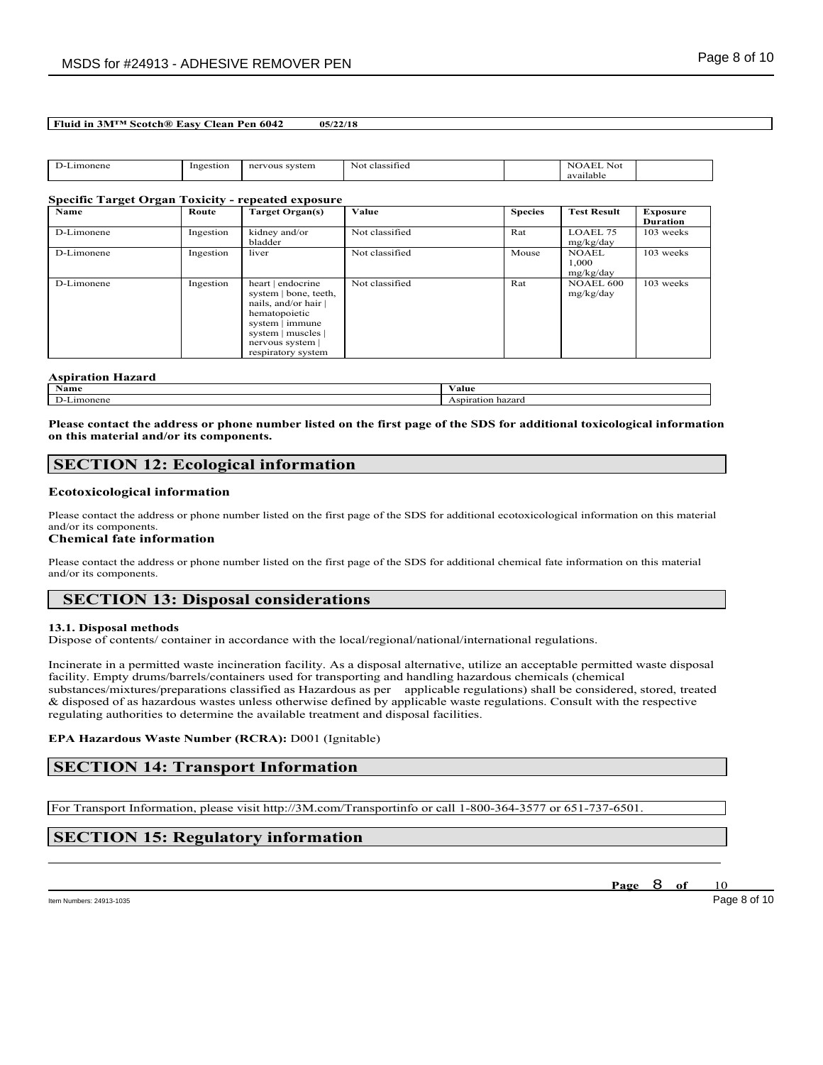**Fluid in 3M™ Scotch® Easy Clean Pen 6042 05/22/18**

| | | | | | | |
|---|---|---|---|---|---|---|
| D-Limonene | Ingestion | nervous system | Not classified | | NOAEL Not available | |

**Specific Target Organ Toxicity - repeated exposure**

| Name | Route | Target Organ(s) | Value | Species | Test Result | Exposure Duration |
|---|---|---|---|---|---|---|
| D-Limonene | Ingestion | kidney and/or bladder | Not classified | Rat | LOAEL 75 mg/kg/day | 103 weeks |
| D-Limonene | Ingestion | liver | Not classified | Mouse | NOAEL 1,000 mg/kg/day | 103 weeks |
| D-Limonene | Ingestion | heart \| endocrine system \| bone, teeth, nails, and/or hair \| hematopoietic system \| immune system \| muscles \| nervous system \| respiratory system | Not classified | Rat | NOAEL 600 mg/kg/day | 103 weeks |

**Aspiration Hazard**

| Name | Value |
|---|---|
| D-Limonene | Aspiration hazard |

**Please contact the address or phone number listed on the first page of the SDS for additional toxicological information on this material and/or its components.**

## SECTION 12: Ecological information

### Ecotoxicological information

Please contact the address or phone number listed on the first page of the SDS for additional ecotoxicological information on this material and/or its components.

### Chemical fate information

Please contact the address or phone number listed on the first page of the SDS for additional chemical fate information on this material and/or its components.

## SECTION 13: Disposal considerations

**13.1. Disposal methods**

Dispose of contents/ container in accordance with the local/regional/national/international regulations.

Incinerate in a permitted waste incineration facility. As a disposal alternative, utilize an acceptable permitted waste disposal facility. Empty drums/barrels/containers used for transporting and handling hazardous chemicals (chemical substances/mixtures/preparations classified as Hazardous as per applicable regulations) shall be considered, stored, treated & disposed of as hazardous wastes unless otherwise defined by applicable waste regulations. Consult with the respective regulating authorities to determine the available treatment and disposal facilities.

**EPA Hazardous Waste Number (RCRA):** D001 (Ignitable)

## SECTION 14: Transport Information

For Transport Information, please visit http://3M.com/Transportinfo or call 1-800-364-3577 or 651-737-6501.

## SECTION 15: Regulatory information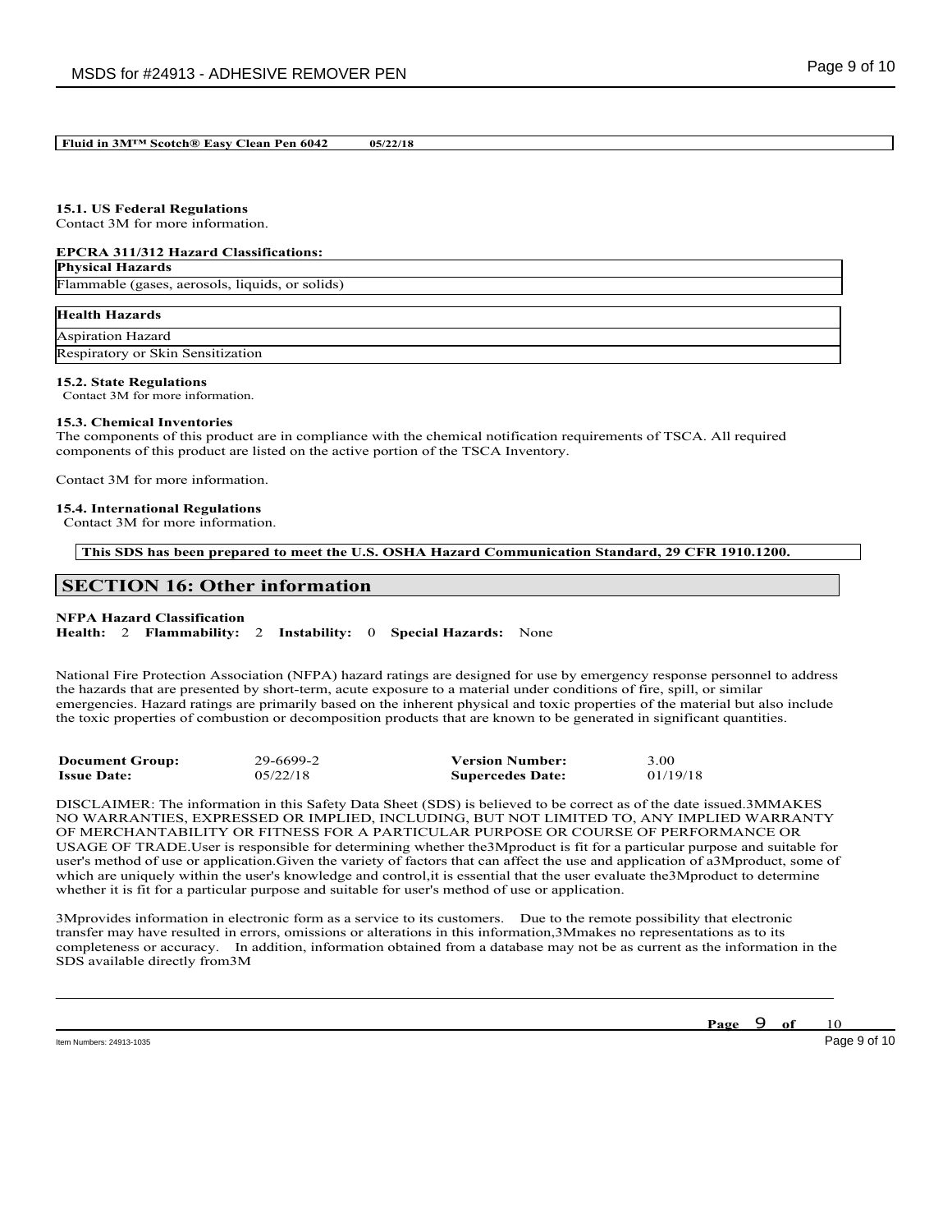**Fluid in 3M™ Scotch® Easy Clean Pen 6042 05/22/18**

**15.1. US Federal Regulations**
Contact 3M for more information.

**EPCRA 311/312 Hazard Classifications:**

| Physical Hazards |
| --- |
| Flammable (gases, aerosols, liquids, or solids) |

| Health Hazards |
| --- |
| Aspiration Hazard |
| Respiratory or Skin Sensitization |

**15.2. State Regulations**
Contact 3M for more information.

**15.3. Chemical Inventories**
The components of this product are in compliance with the chemical notification requirements of TSCA. All required components of this product are listed on the active portion of the TSCA Inventory.

Contact 3M for more information.

**15.4. International Regulations**
Contact 3M for more information.

**This SDS has been prepared to meet the U.S. OSHA Hazard Communication Standard, 29 CFR 1910.1200.**

## SECTION 16: Other information

**NFPA Hazard Classification**
**Health:** 2 **Flammability:** 2 **Instability:** 0 **Special Hazards:** None

National Fire Protection Association (NFPA) hazard ratings are designed for use by emergency response personnel to address the hazards that are presented by short-term, acute exposure to a material under conditions of fire, spill, or similar emergencies. Hazard ratings are primarily based on the inherent physical and toxic properties of the material but also include the toxic properties of combustion or decomposition products that are known to be generated in significant quantities.

| | | | |
| --- | --- | --- | --- |
| **Document Group:** | 29-6699-2 | **Version Number:** | 3.00 |
| **Issue Date:** | 05/22/18 | **Supercedes Date:** | 01/19/18 |

DISCLAIMER: The information in this Safety Data Sheet (SDS) is believed to be correct as of the date issued.3MMAKES NO WARRANTIES, EXPRESSED OR IMPLIED, INCLUDING, BUT NOT LIMITED TO, ANY IMPLIED WARRANTY OF MERCHANTABILITY OR FITNESS FOR A PARTICULAR PURPOSE OR COURSE OF PERFORMANCE OR USAGE OF TRADE.User is responsible for determining whether the3Mproduct is fit for a particular purpose and suitable for user's method of use or application.Given the variety of factors that can affect the use and application of a3Mproduct, some of which are uniquely within the user's knowledge and control,it is essential that the user evaluate the3Mproduct to determine whether it is fit for a particular purpose and suitable for user's method of use or application.

3Mprovides information in electronic form as a service to its customers. Due to the remote possibility that electronic transfer may have resulted in errors, omissions or alterations in this information,3Mmakes no representations as to its completeness or accuracy. In addition, information obtained from a database may not be as current as the information in the SDS available directly from3M

Item Numbers: 24913-1035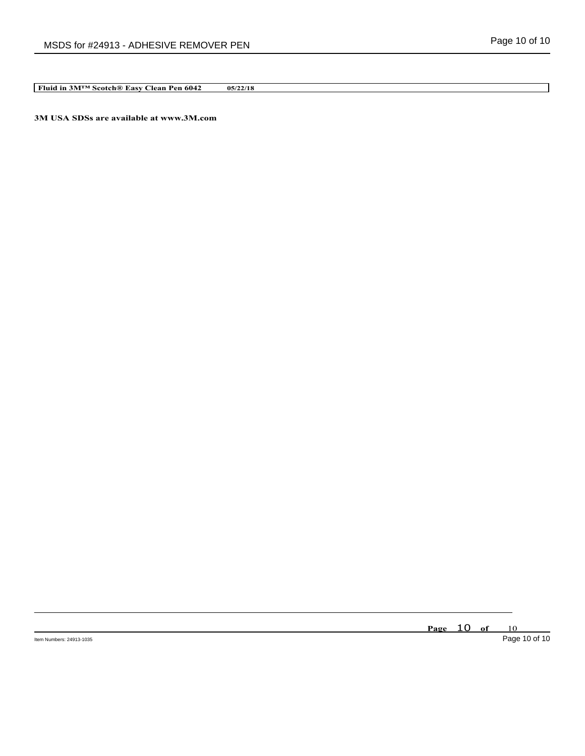| Fluid in 3M™ Scotch® Easy Clean Pen 6042 | 05/22/18 |
| --- | --- |

**3M USA SDSs are available at www.3M.com**

Item Numbers: 24913-1035